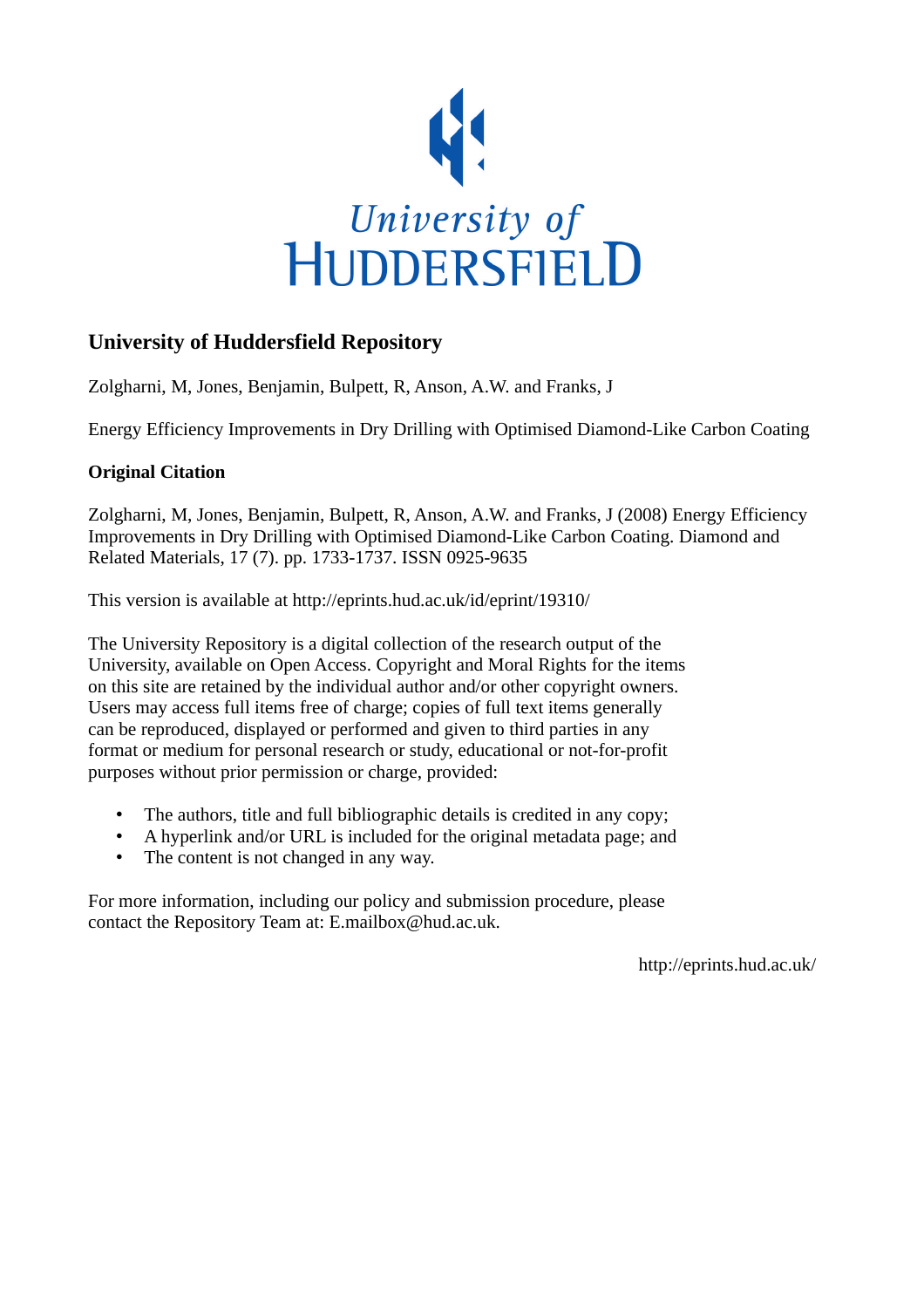# University of Huddersfield Repository

Zolgharni, M, Jones, Benjamin, Bulpett, R, Anson, A.W. and Franks, J

Energy Efficiency Improvements in Dry Drilling with Optimised Diamond-Like Carbon Coating

## Original Citation

Zolgharni, M, Jones, Benjamin, Bulpett, R, Anson, A.W. and Franks, J (2008) Energy Efficiency Improvements in Dry Drilling with Optimised Diamond-Like Carbon Coating. Diamond and Related Materials, 17 (7). pp. 1733-1737. ISSN 0925-9635

This version is available at http://eprints.hud.ac.uk/id/eprint/19310/

The University Repository is a digital collection of the research output of the University, available on Open Access. Copyright and Moral Rights for the items on this site are retained by the individual author and/or other copyright owners. Users may access full items free of charge; copies of full text items generally can be reproduced, displayed or performed and given to third parties in any format or medium for personal research or study, educational or not-for-profit purposes without prior permission or charge, provided:

- The authors, title and full bibliographic details is credited in any copy;
- A hyperlink and/or URL is included for the original metadata page; and
- The content is not changed in any way.

For more information, including our policy and submission procedure, please contact the Repository Team at: E.mailbox@hud.ac.uk.

http://eprints.hud.ac.uk/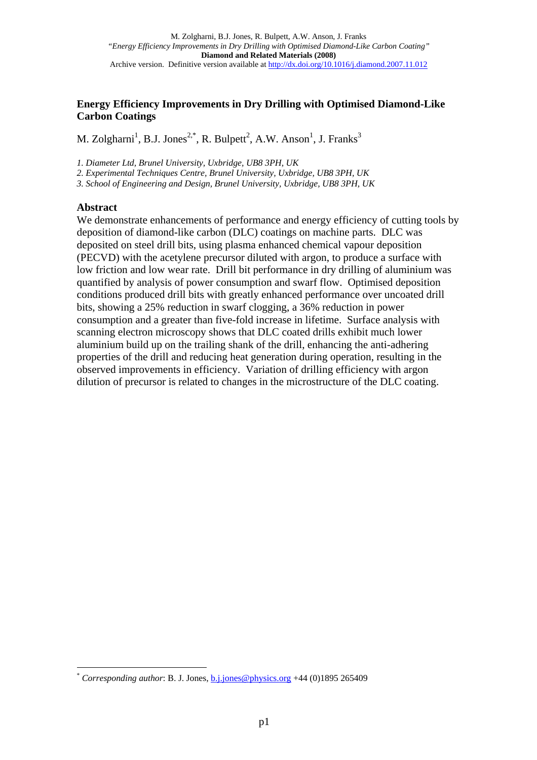## Energy Efficiency Improvements in Dry Drilling with Optimised Diamond-Like Carbon Coatings

M. Zolgharni[1], B.J. Jones[2,*], R. Bulpett[2], A.W. Anson[1], J. Franks[3]

*1. Diameter Ltd, Brunel University, Uxbridge, UB8 3PH, UK*

*2. Experimental Techniques Centre, Brunel University, Uxbridge, UB8 3PH, UK*

*3. School of Engineering and Design, Brunel University, Uxbridge, UB8 3PH, UK*

### Abstract

We demonstrate enhancements of performance and energy efficiency of cutting tools by deposition of diamond-like carbon (DLC) coatings on machine parts. DLC was deposited on steel drill bits, using plasma enhanced chemical vapour deposition (PECVD) with the acetylene precursor diluted with argon, to produce a surface with low friction and low wear rate. Drill bit performance in dry drilling of aluminium was quantified by analysis of power consumption and swarf flow. Optimised deposition conditions produced drill bits with greatly enhanced performance over uncoated drill bits, showing a 25% reduction in swarf clogging, a 36% reduction in power consumption and a greater than five-fold increase in lifetime. Surface analysis with scanning electron microscopy shows that DLC coated drills exhibit much lower aluminium build up on the trailing shank of the drill, enhancing the anti-adhering properties of the drill and reducing heat generation during operation, resulting in the observed improvements in efficiency. Variation of drilling efficiency with argon dilution of precursor is related to changes in the microstructure of the DLC coating.

[*] *Corresponding author*: B. J. Jones, b.j.jones@physics.org +44 (0)1895 265409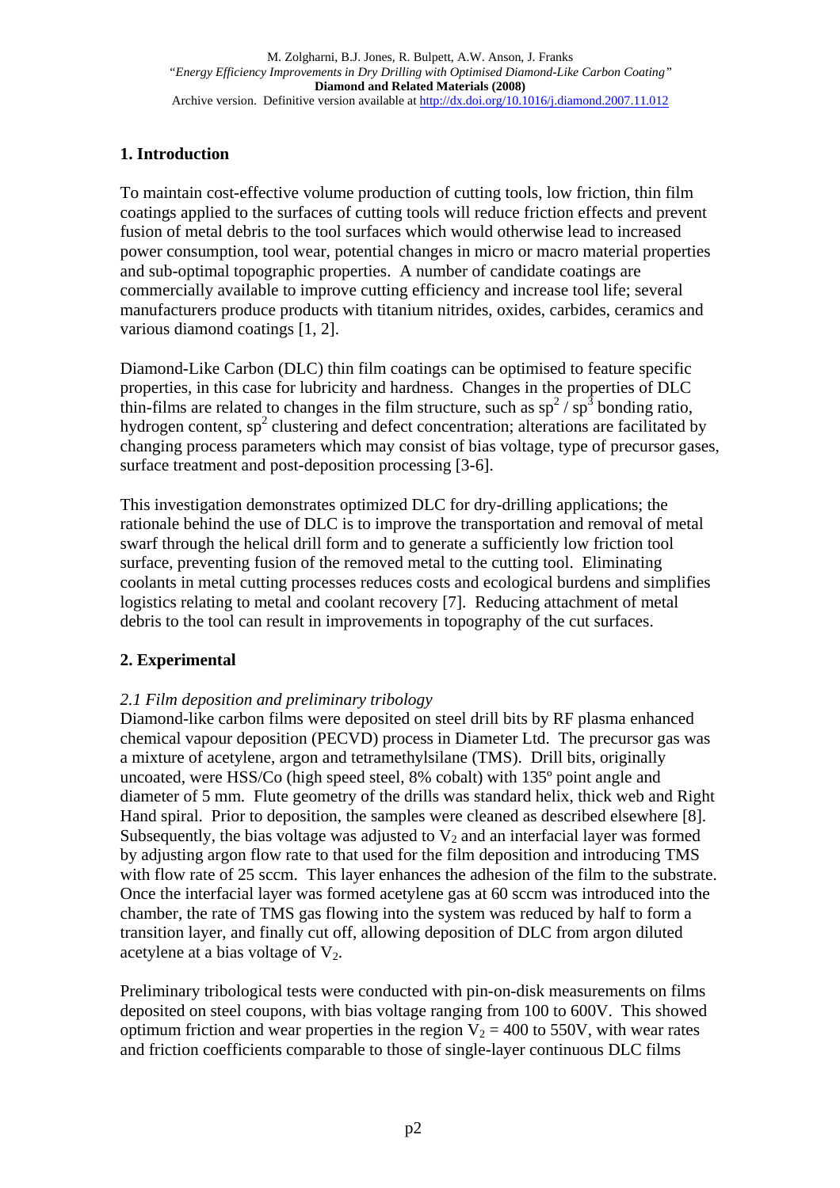## 1. Introduction

To maintain cost-effective volume production of cutting tools, low friction, thin film coatings applied to the surfaces of cutting tools will reduce friction effects and prevent fusion of metal debris to the tool surfaces which would otherwise lead to increased power consumption, tool wear, potential changes in micro or macro material properties and sub-optimal topographic properties. A number of candidate coatings are commercially available to improve cutting efficiency and increase tool life; several manufacturers produce products with titanium nitrides, oxides, carbides, ceramics and various diamond coatings [1, 2].

Diamond-Like Carbon (DLC) thin film coatings can be optimised to feature specific properties, in this case for lubricity and hardness. Changes in the properties of DLC thin-films are related to changes in the film structure, such as $sp^2$ / $sp^3$ bonding ratio, hydrogen content, $sp^2$ clustering and defect concentration; alterations are facilitated by changing process parameters which may consist of bias voltage, type of precursor gases, surface treatment and post-deposition processing [3-6].

This investigation demonstrates optimized DLC for dry-drilling applications; the rationale behind the use of DLC is to improve the transportation and removal of metal swarf through the helical drill form and to generate a sufficiently low friction tool surface, preventing fusion of the removed metal to the cutting tool. Eliminating coolants in metal cutting processes reduces costs and ecological burdens and simplifies logistics relating to metal and coolant recovery [7]. Reducing attachment of metal debris to the tool can result in improvements in topography of the cut surfaces.

## 2. Experimental

### *2.1 Film deposition and preliminary tribology*

Diamond-like carbon films were deposited on steel drill bits by RF plasma enhanced chemical vapour deposition (PECVD) process in Diameter Ltd. The precursor gas was a mixture of acetylene, argon and tetramethylsilane (TMS). Drill bits, originally uncoated, were HSS/Co (high speed steel, 8% cobalt) with 135º point angle and diameter of 5 mm. Flute geometry of the drills was standard helix, thick web and Right Hand spiral. Prior to deposition, the samples were cleaned as described elsewhere [8]. Subsequently, the bias voltage was adjusted to $V_2$ and an interfacial layer was formed by adjusting argon flow rate to that used for the film deposition and introducing TMS with flow rate of 25 sccm. This layer enhances the adhesion of the film to the substrate. Once the interfacial layer was formed acetylene gas at 60 sccm was introduced into the chamber, the rate of TMS gas flowing into the system was reduced by half to form a transition layer, and finally cut off, allowing deposition of DLC from argon diluted acetylene at a bias voltage of $V_2$.

Preliminary tribological tests were conducted with pin-on-disk measurements on films deposited on steel coupons, with bias voltage ranging from 100 to 600V. This showed optimum friction and wear properties in the region $V_2$ = 400 to 550V, with wear rates and friction coefficients comparable to those of single-layer continuous DLC films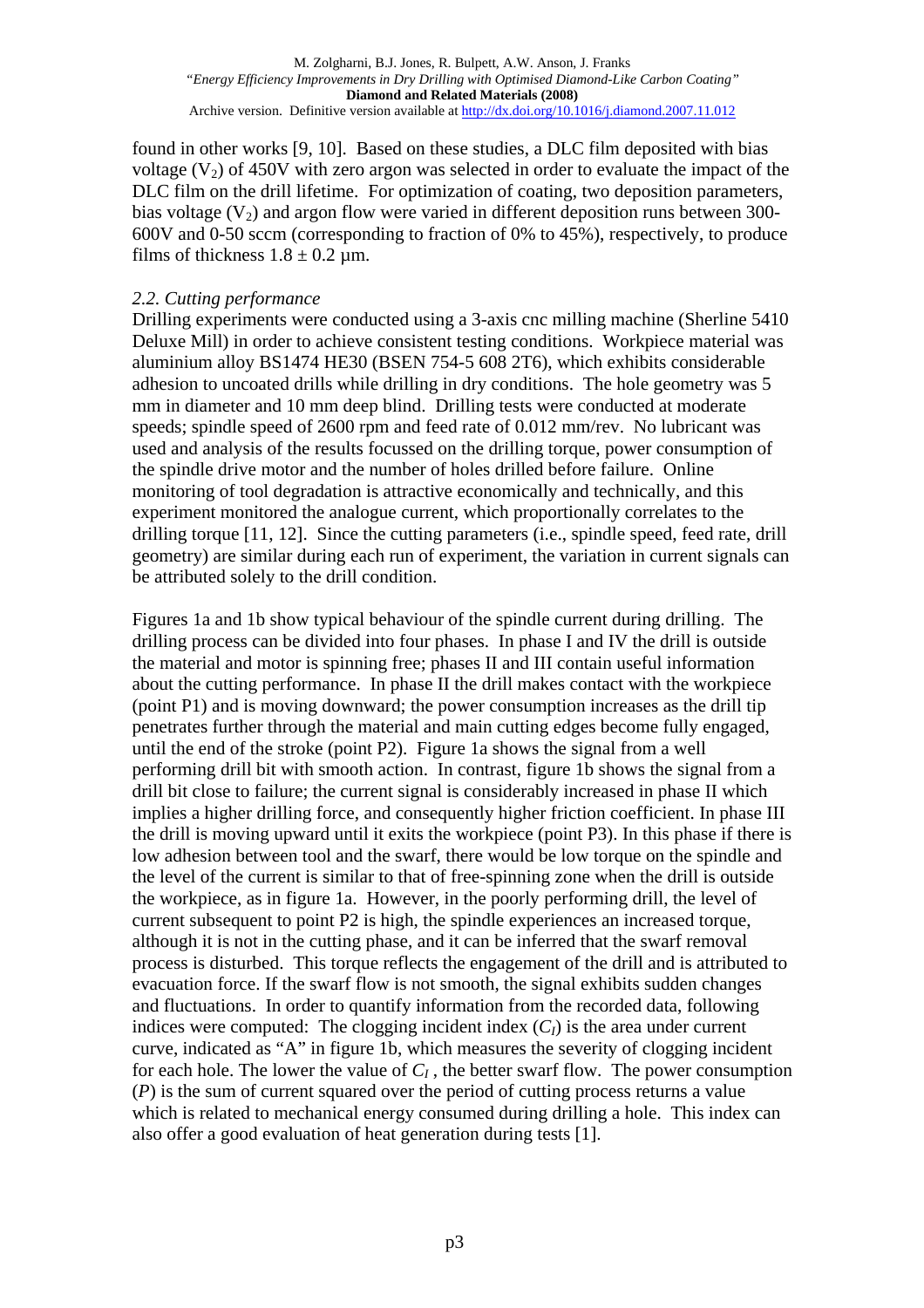found in other works [9, 10]. Based on these studies, a DLC film deposited with bias voltage ($V_2$) of 450V with zero argon was selected in order to evaluate the impact of the DLC film on the drill lifetime. For optimization of coating, two deposition parameters, bias voltage ($V_2$) and argon flow were varied in different deposition runs between 300-600V and 0-50 sccm (corresponding to fraction of 0% to 45%), respectively, to produce films of thickness 1.8 ± 0.2 µm.

### *2.2. Cutting performance*

Drilling experiments were conducted using a 3-axis cnc milling machine (Sherline 5410 Deluxe Mill) in order to achieve consistent testing conditions. Workpiece material was aluminium alloy BS1474 HE30 (BSEN 754-5 608 2T6), which exhibits considerable adhesion to uncoated drills while drilling in dry conditions. The hole geometry was 5 mm in diameter and 10 mm deep blind. Drilling tests were conducted at moderate speeds; spindle speed of 2600 rpm and feed rate of 0.012 mm/rev. No lubricant was used and analysis of the results focussed on the drilling torque, power consumption of the spindle drive motor and the number of holes drilled before failure. Online monitoring of tool degradation is attractive economically and technically, and this experiment monitored the analogue current, which proportionally correlates to the drilling torque [11, 12]. Since the cutting parameters (i.e., spindle speed, feed rate, drill geometry) are similar during each run of experiment, the variation in current signals can be attributed solely to the drill condition.

Figures 1a and 1b show typical behaviour of the spindle current during drilling. The drilling process can be divided into four phases. In phase I and IV the drill is outside the material and motor is spinning free; phases II and III contain useful information about the cutting performance. In phase II the drill makes contact with the workpiece (point P1) and is moving downward; the power consumption increases as the drill tip penetrates further through the material and main cutting edges become fully engaged, until the end of the stroke (point P2). Figure 1a shows the signal from a well performing drill bit with smooth action. In contrast, figure 1b shows the signal from a drill bit close to failure; the current signal is considerably increased in phase II which implies a higher drilling force, and consequently higher friction coefficient. In phase III the drill is moving upward until it exits the workpiece (point P3). In this phase if there is low adhesion between tool and the swarf, there would be low torque on the spindle and the level of the current is similar to that of free-spinning zone when the drill is outside the workpiece, as in figure 1a. However, in the poorly performing drill, the level of current subsequent to point P2 is high, the spindle experiences an increased torque, although it is not in the cutting phase, and it can be inferred that the swarf removal process is disturbed. This torque reflects the engagement of the drill and is attributed to evacuation force. If the swarf flow is not smooth, the signal exhibits sudden changes and fluctuations. In order to quantify information from the recorded data, following indices were computed: The clogging incident index ($C_I$) is the area under current curve, indicated as "A" in figure 1b, which measures the severity of clogging incident for each hole. The lower the value of $C_I$, the better swarf flow. The power consumption ($P$) is the sum of current squared over the period of cutting process returns a value which is related to mechanical energy consumed during drilling a hole. This index can also offer a good evaluation of heat generation during tests [1].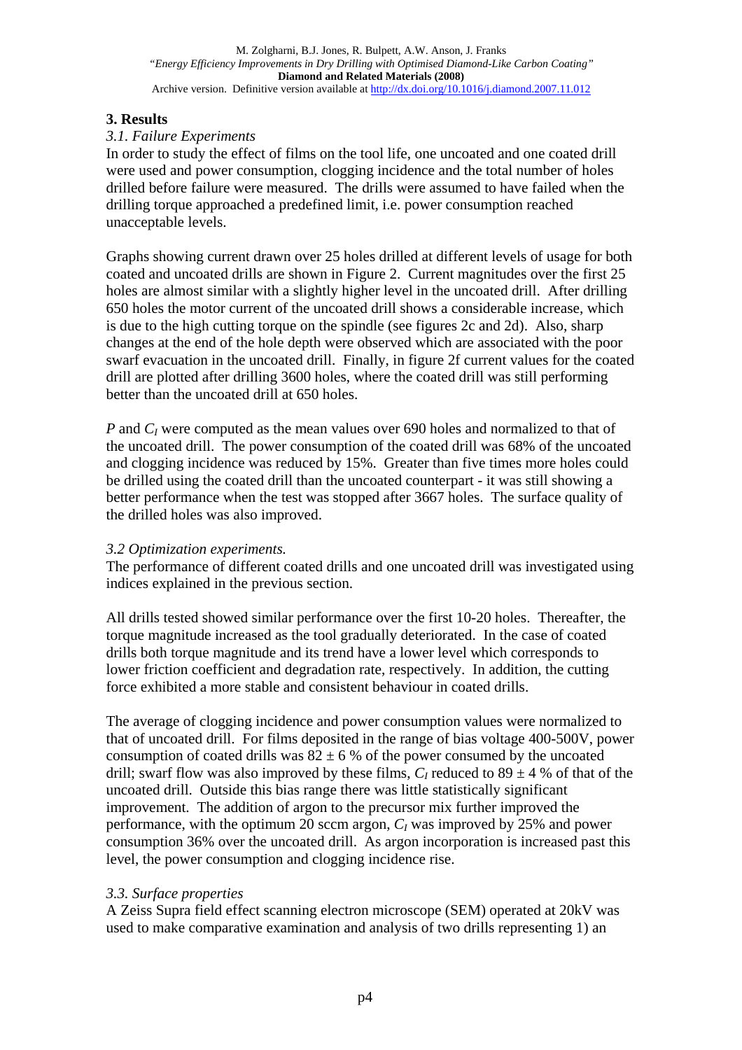## 3. Results

### *3.1. Failure Experiments*

In order to study the effect of films on the tool life, one uncoated and one coated drill were used and power consumption, clogging incidence and the total number of holes drilled before failure were measured. The drills were assumed to have failed when the drilling torque approached a predefined limit, i.e. power consumption reached unacceptable levels.

Graphs showing current drawn over 25 holes drilled at different levels of usage for both coated and uncoated drills are shown in Figure 2. Current magnitudes over the first 25 holes are almost similar with a slightly higher level in the uncoated drill. After drilling 650 holes the motor current of the uncoated drill shows a considerable increase, which is due to the high cutting torque on the spindle (see figures 2c and 2d). Also, sharp changes at the end of the hole depth were observed which are associated with the poor swarf evacuation in the uncoated drill. Finally, in figure 2f current values for the coated drill are plotted after drilling 3600 holes, where the coated drill was still performing better than the uncoated drill at 650 holes.

$P$ and $C_I$ were computed as the mean values over 690 holes and normalized to that of the uncoated drill. The power consumption of the coated drill was 68% of the uncoated and clogging incidence was reduced by 15%. Greater than five times more holes could be drilled using the coated drill than the uncoated counterpart - it was still showing a better performance when the test was stopped after 3667 holes. The surface quality of the drilled holes was also improved.

### *3.2 Optimization experiments.*

The performance of different coated drills and one uncoated drill was investigated using indices explained in the previous section.

All drills tested showed similar performance over the first 10-20 holes. Thereafter, the torque magnitude increased as the tool gradually deteriorated. In the case of coated drills both torque magnitude and its trend have a lower level which corresponds to lower friction coefficient and degradation rate, respectively. In addition, the cutting force exhibited a more stable and consistent behaviour in coated drills.

The average of clogging incidence and power consumption values were normalized to that of uncoated drill. For films deposited in the range of bias voltage 400-500V, power consumption of coated drills was $82 \pm 6$ % of the power consumed by the uncoated drill; swarf flow was also improved by these films, $C_I$ reduced to $89 \pm 4$ % of that of the uncoated drill. Outside this bias range there was little statistically significant improvement. The addition of argon to the precursor mix further improved the performance, with the optimum 20 sccm argon, $C_I$ was improved by 25% and power consumption 36% over the uncoated drill. As argon incorporation is increased past this level, the power consumption and clogging incidence rise.

### *3.3. Surface properties*

A Zeiss Supra field effect scanning electron microscope (SEM) operated at 20kV was used to make comparative examination and analysis of two drills representing 1) an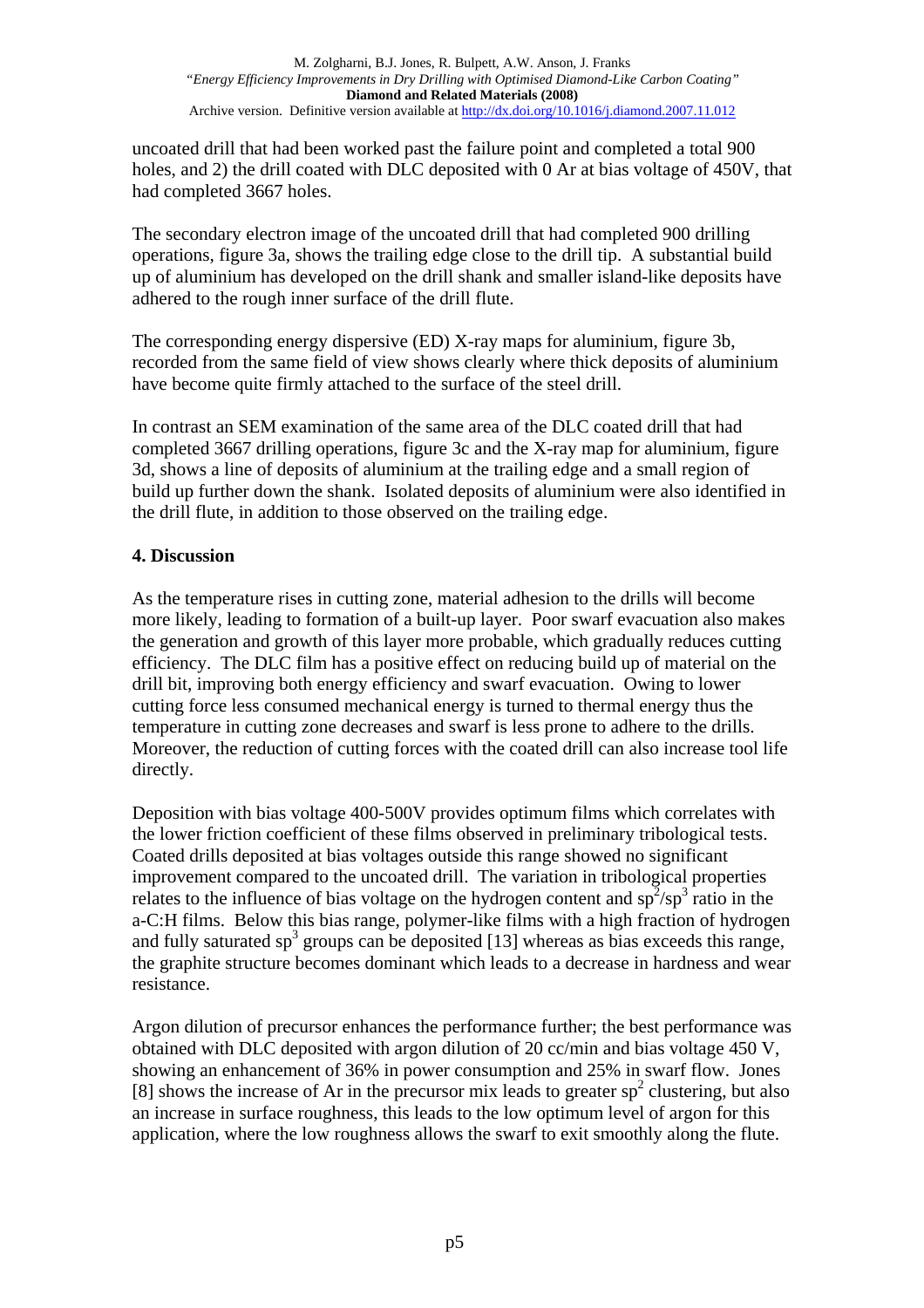uncoated drill that had been worked past the failure point and completed a total 900 holes, and 2) the drill coated with DLC deposited with 0 Ar at bias voltage of 450V, that had completed 3667 holes.

The secondary electron image of the uncoated drill that had completed 900 drilling operations, figure 3a, shows the trailing edge close to the drill tip. A substantial build up of aluminium has developed on the drill shank and smaller island-like deposits have adhered to the rough inner surface of the drill flute.

The corresponding energy dispersive (ED) X-ray maps for aluminium, figure 3b, recorded from the same field of view shows clearly where thick deposits of aluminium have become quite firmly attached to the surface of the steel drill.

In contrast an SEM examination of the same area of the DLC coated drill that had completed 3667 drilling operations, figure 3c and the X-ray map for aluminium, figure 3d, shows a line of deposits of aluminium at the trailing edge and a small region of build up further down the shank. Isolated deposits of aluminium were also identified in the drill flute, in addition to those observed on the trailing edge.

## 4. Discussion

As the temperature rises in cutting zone, material adhesion to the drills will become more likely, leading to formation of a built-up layer. Poor swarf evacuation also makes the generation and growth of this layer more probable, which gradually reduces cutting efficiency. The DLC film has a positive effect on reducing build up of material on the drill bit, improving both energy efficiency and swarf evacuation. Owing to lower cutting force less consumed mechanical energy is turned to thermal energy thus the temperature in cutting zone decreases and swarf is less prone to adhere to the drills. Moreover, the reduction of cutting forces with the coated drill can also increase tool life directly.

Deposition with bias voltage 400-500V provides optimum films which correlates with the lower friction coefficient of these films observed in preliminary tribological tests. Coated drills deposited at bias voltages outside this range showed no significant improvement compared to the uncoated drill. The variation in tribological properties relates to the influence of bias voltage on the hydrogen content and $sp^2/sp^3$ ratio in the a-C:H films. Below this bias range, polymer-like films with a high fraction of hydrogen and fully saturated $sp^3$ groups can be deposited [13] whereas as bias exceeds this range, the graphite structure becomes dominant which leads to a decrease in hardness and wear resistance.

Argon dilution of precursor enhances the performance further; the best performance was obtained with DLC deposited with argon dilution of 20 cc/min and bias voltage 450 V, showing an enhancement of 36% in power consumption and 25% in swarf flow. Jones [8] shows the increase of Ar in the precursor mix leads to greater $sp^2$ clustering, but also an increase in surface roughness, this leads to the low optimum level of argon for this application, where the low roughness allows the swarf to exit smoothly along the flute.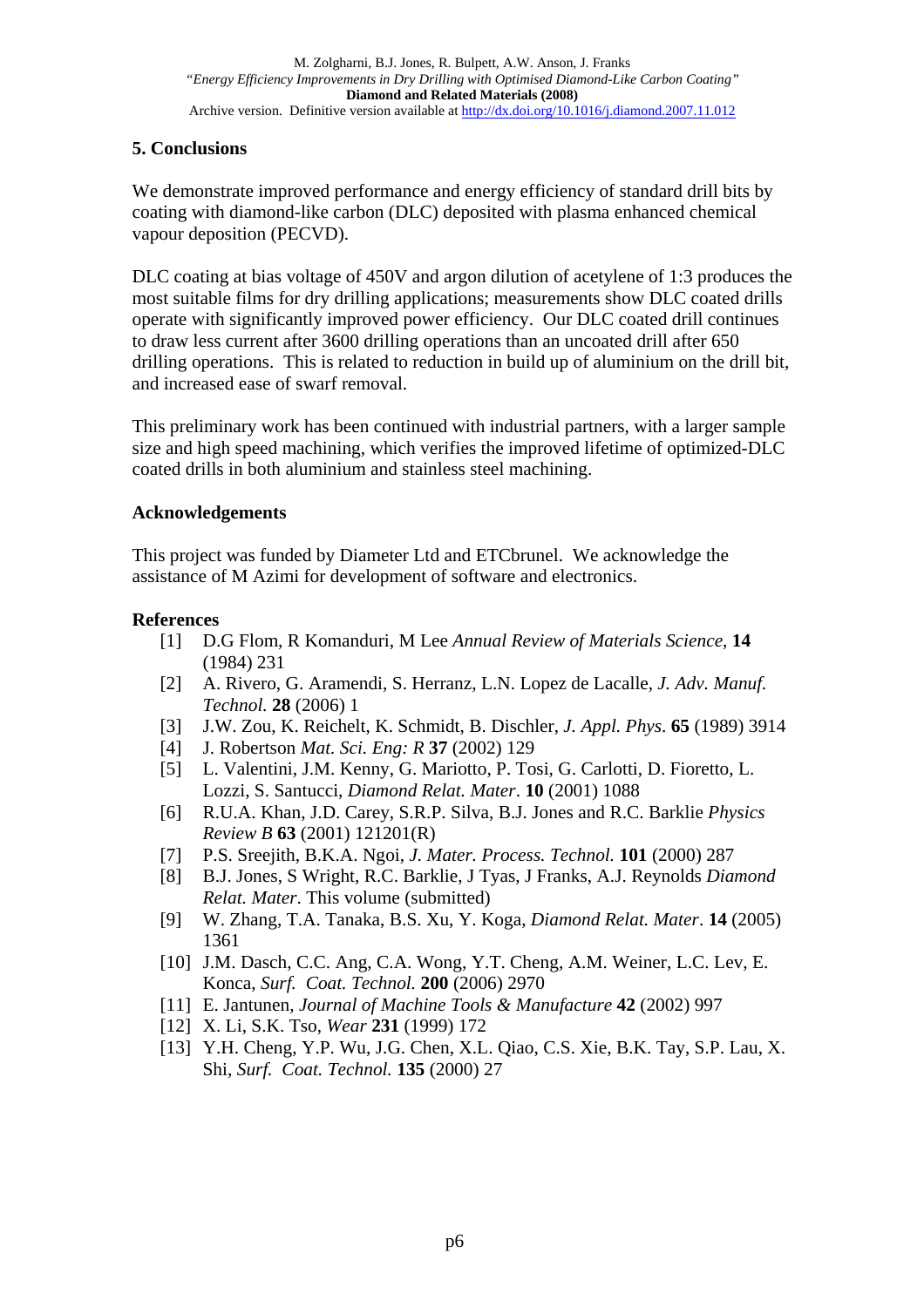## 5. Conclusions

We demonstrate improved performance and energy efficiency of standard drill bits by coating with diamond-like carbon (DLC) deposited with plasma enhanced chemical vapour deposition (PECVD).

DLC coating at bias voltage of 450V and argon dilution of acetylene of 1:3 produces the most suitable films for dry drilling applications; measurements show DLC coated drills operate with significantly improved power efficiency. Our DLC coated drill continues to draw less current after 3600 drilling operations than an uncoated drill after 650 drilling operations. This is related to reduction in build up of aluminium on the drill bit, and increased ease of swarf removal.

This preliminary work has been continued with industrial partners, with a larger sample size and high speed machining, which verifies the improved lifetime of optimized-DLC coated drills in both aluminium and stainless steel machining.

### Acknowledgements

This project was funded by Diameter Ltd and ETCbrunel. We acknowledge the assistance of M Azimi for development of software and electronics.

### References

[1] D.G Flom, R Komanduri, M Lee *Annual Review of Materials Science*, **14** (1984) 231

[2] A. Rivero, G. Aramendi, S. Herranz, L.N. Lopez de Lacalle, *J. Adv. Manuf. Technol.* **28** (2006) 1

[3] J.W. Zou, K. Reichelt, K. Schmidt, B. Dischler, *J. Appl. Phys*. **65** (1989) 3914

[4] J. Robertson *Mat. Sci. Eng: R* **37** (2002) 129

[5] L. Valentini, J.M. Kenny, G. Mariotto, P. Tosi, G. Carlotti, D. Fioretto, L. Lozzi, S. Santucci, *Diamond Relat. Mater*. **10** (2001) 1088

[6] R.U.A. Khan, J.D. Carey, S.R.P. Silva, B.J. Jones and R.C. Barklie *Physics Review B* **63** (2001) 121201(R)

[7] P.S. Sreejith, B.K.A. Ngoi, *J. Mater. Process. Technol.* **101** (2000) 287

[8] B.J. Jones, S Wright, R.C. Barklie, J Tyas, J Franks, A.J. Reynolds *Diamond Relat. Mater*. This volume (submitted)

[9] W. Zhang, T.A. Tanaka, B.S. Xu, Y. Koga, *Diamond Relat. Mater*. **14** (2005) 1361

[10] J.M. Dasch, C.C. Ang, C.A. Wong, Y.T. Cheng, A.M. Weiner, L.C. Lev, E. Konca, *Surf. Coat. Technol.* **200** (2006) 2970

[11] E. Jantunen, *Journal of Machine Tools & Manufacture* **42** (2002) 997

[12] X. Li, S.K. Tso, *Wear* **231** (1999) 172

[13] Y.H. Cheng, Y.P. Wu, J.G. Chen, X.L. Qiao, C.S. Xie, B.K. Tay, S.P. Lau, X. Shi, *Surf. Coat. Technol.* **135** (2000) 27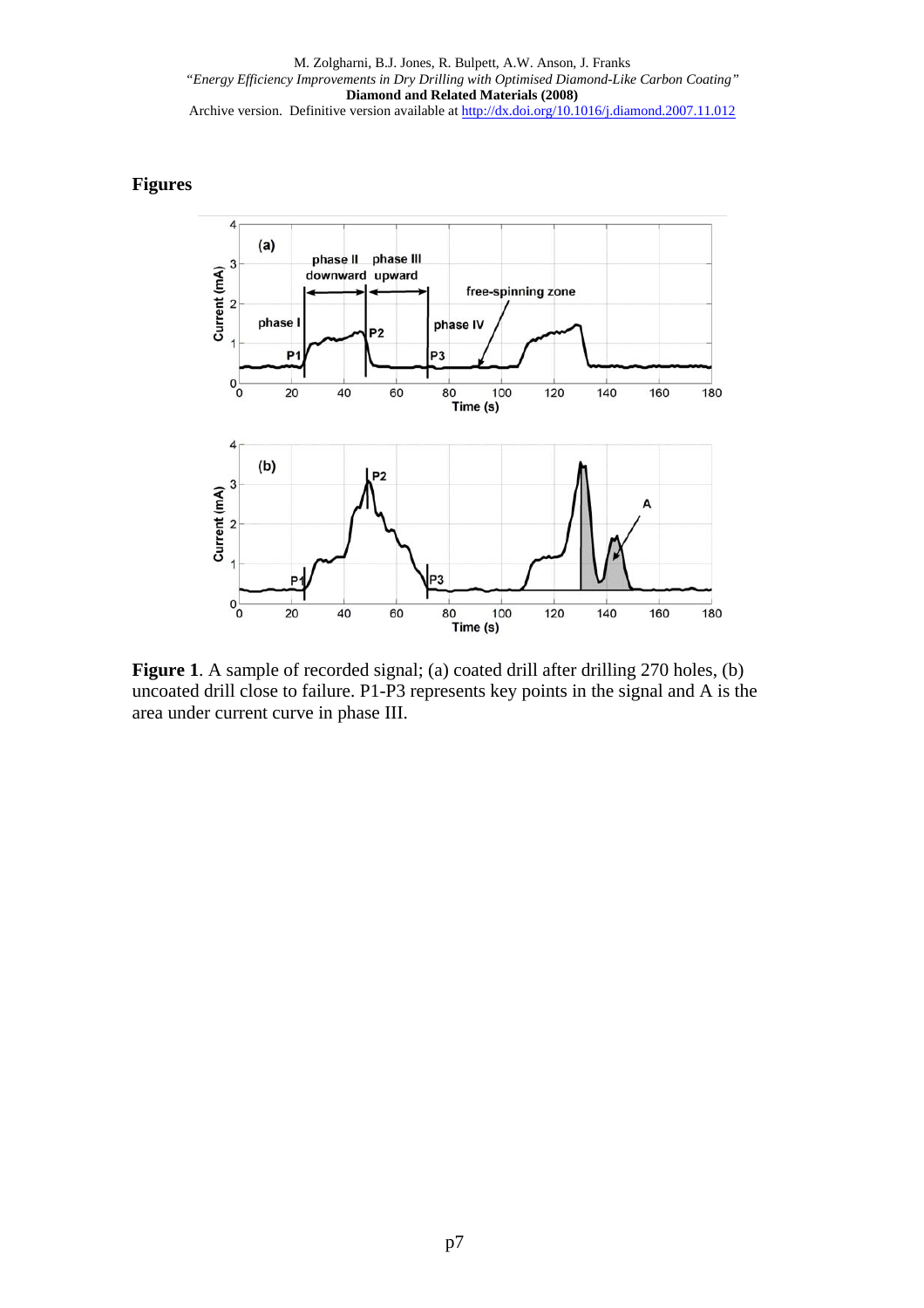## Figures

**Figure 1**. A sample of recorded signal; (a) coated drill after drilling 270 holes, (b) uncoated drill close to failure. P1-P3 represents key points in the signal and A is the area under current curve in phase III.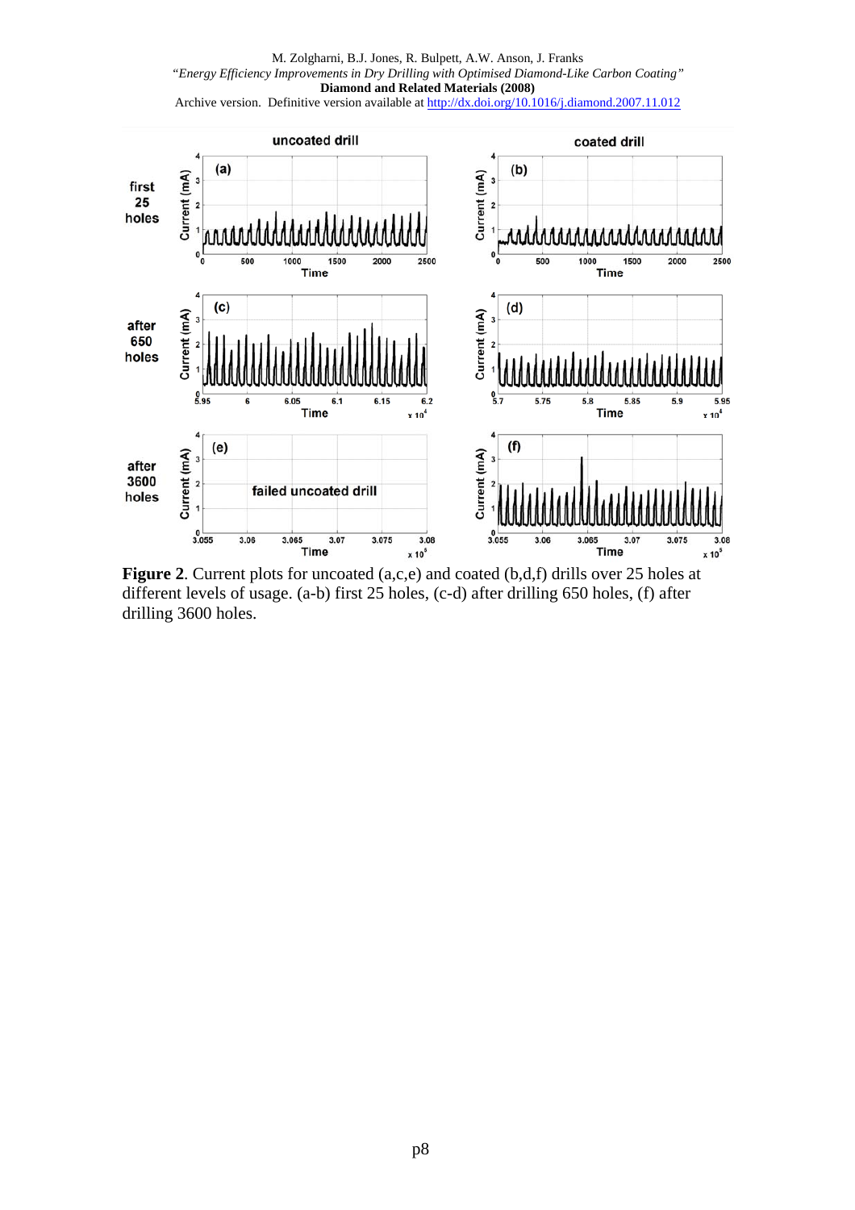**Figure 2**. Current plots for uncoated (a,c,e) and coated (b,d,f) drills over 25 holes at different levels of usage. (a-b) first 25 holes, (c-d) after drilling 650 holes, (f) after drilling 3600 holes.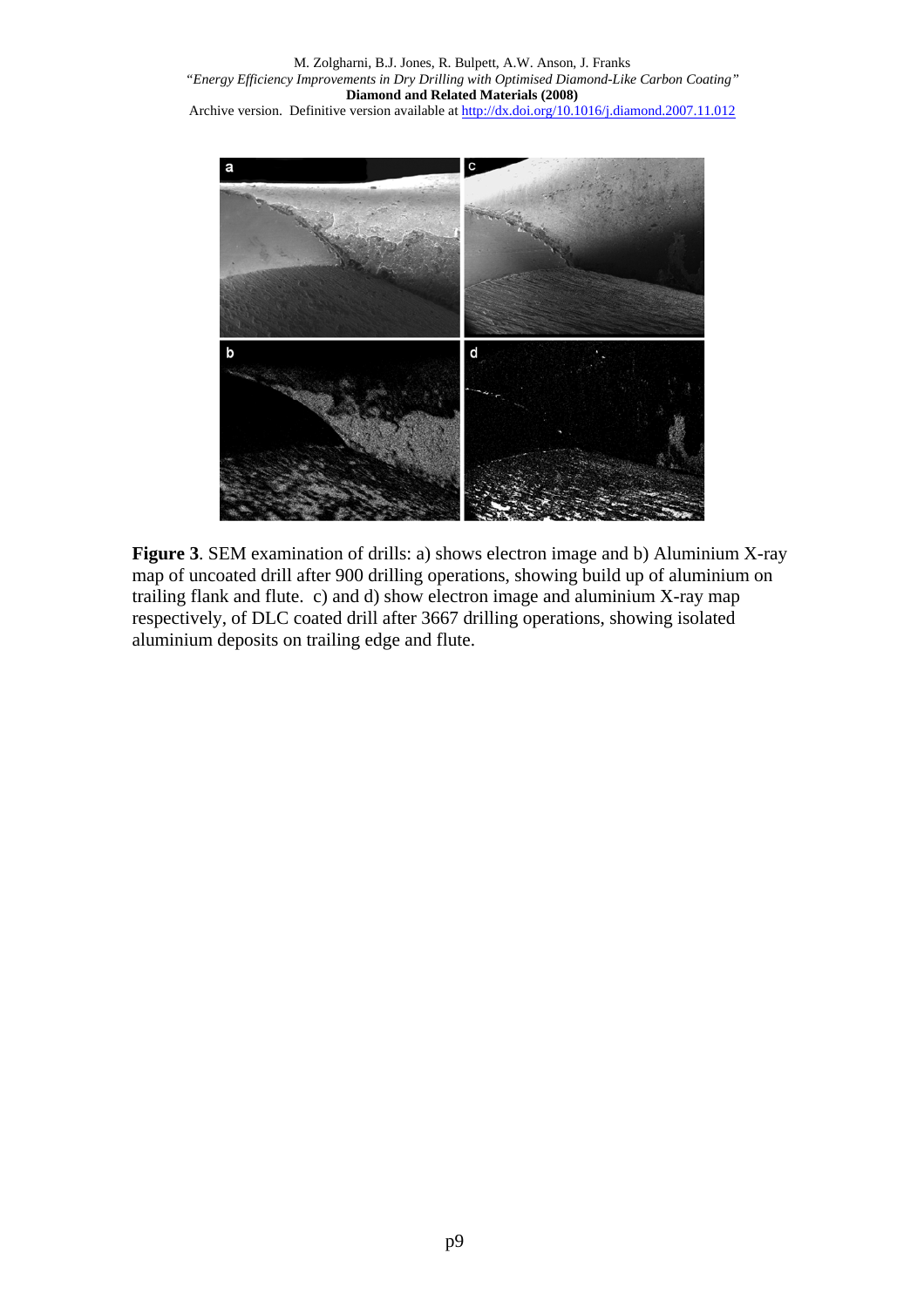**Figure 3**. SEM examination of drills: a) shows electron image and b) Aluminium X-ray map of uncoated drill after 900 drilling operations, showing build up of aluminium on trailing flank and flute. c) and d) show electron image and aluminium X-ray map respectively, of DLC coated drill after 3667 drilling operations, showing isolated aluminium deposits on trailing edge and flute.